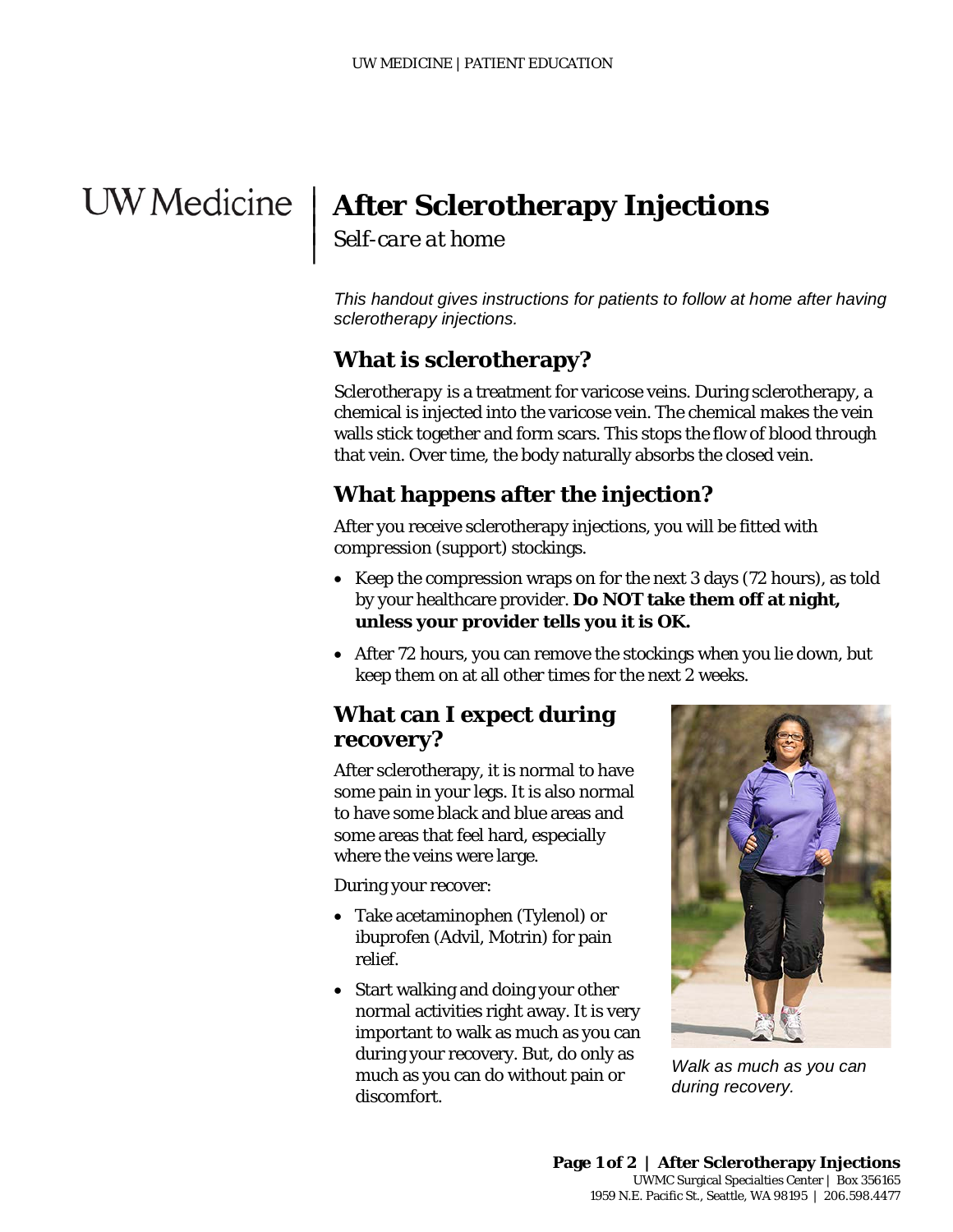UW Medicine

# After Sclerotherapy Injections

*Self-care at home*

*This handout gives instructions for patients to follow at home after having sclerotherapy injections.*

## What is sclerotherapy?

*Sclerotherapy* is a treatment for varicose veins. During sclerotherapy, a chemical is injected into the varicose vein. The chemical makes the vein walls stick together and form scars. This stops the flow of blood through that vein. Over time, the body naturally absorbs the closed vein.

## What happens after the injection?

After you receive sclerotherapy injections, you will be fitted with *compression* (support) stockings.

- Keep the compression wraps on for the next 3 days (72 hours), as told by your healthcare provider. **Do NOT take them off at night, unless your provider tells you it is OK.**
- After 72 hours, you can remove the stockings when you lie down, but keep them on at all other times for the next 2 weeks.

## What can I expect during recovery?

After sclerotherapy, it is normal to have some pain in your legs. It is also normal to have some black and blue areas and some areas that feel hard, especially where the veins were large.

During your recover:

- Take acetaminophen (Tylenol) or ibuprofen (Advil, Motrin) for pain relief.
- Start walking and doing your other normal activities right away. It is very important to walk as much as you can during your recovery. But, do only as much as you can do without pain or discomfort.

*Walk as much as you can during recovery.*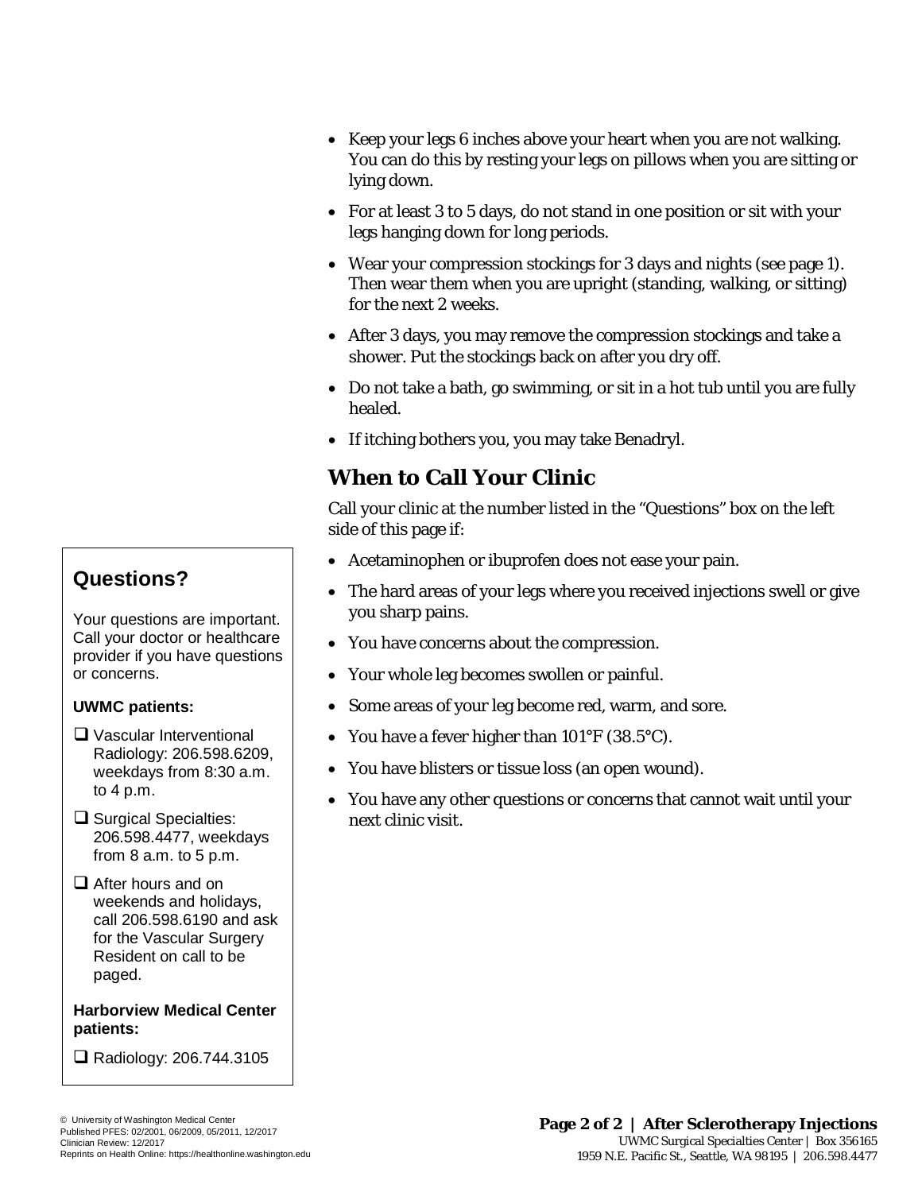- Keep your legs 6 inches above your heart when you are not walking. You can do this by resting your legs on pillows when you are sitting or lying down.
- For at least 3 to 5 days, do not stand in one position or sit with your legs hanging down for long periods.
- Wear your compression stockings for 3 days and nights (see page 1). Then wear them when you are upright (standing, walking, or sitting) for the next 2 weeks.
- After 3 days, you may remove the compression stockings and take a shower. Put the stockings back on after you dry off.
- Do not take a bath, go swimming, or sit in a hot tub until you are fully healed.
- If itching bothers you, you may take Benadryl.

## When to Call Your Clinic

Call your clinic at the number listed in the "Questions" box on the left side of this page if:

- Acetaminophen or ibuprofen does not ease your pain.
- The hard areas of your legs where you received injections swell or give you sharp pains.
- You have concerns about the compression.
- Your whole leg becomes swollen or painful.
- Some areas of your leg become red, warm, and sore.
- You have a fever higher than 101°F (38.5°C).
- You have blisters or tissue loss (an open wound).
- You have any other questions or concerns that cannot wait until your next clinic visit.

## Questions?

Your questions are important. Call your doctor or healthcare provider if you have questions or concerns.

**UWMC patients:**

- ❑ Vascular Interventional Radiology: 206.598.6209, weekdays from 8:30 a.m. to 4 p.m.
- ❑ Surgical Specialties: 206.598.4477, weekdays from 8 a.m. to 5 p.m.
- ❑ After hours and on weekends and holidays, call 206.598.6190 and ask for the Vascular Surgery Resident on call to be paged.

**Harborview Medical Center patients:**

- ❑ Radiology: 206.744.3105

© University of Washington Medical Center
Published PFES: 02/2001, 06/2009, 05/2011, 12/2017
Clinician Review: 12/2017
Reprints on Health Online: https://healthonline.washington.edu

UWMC Surgical Specialties Center | Box 356165
1959 N.E. Pacific St., Seattle, WA 98195 | 206.598.4477